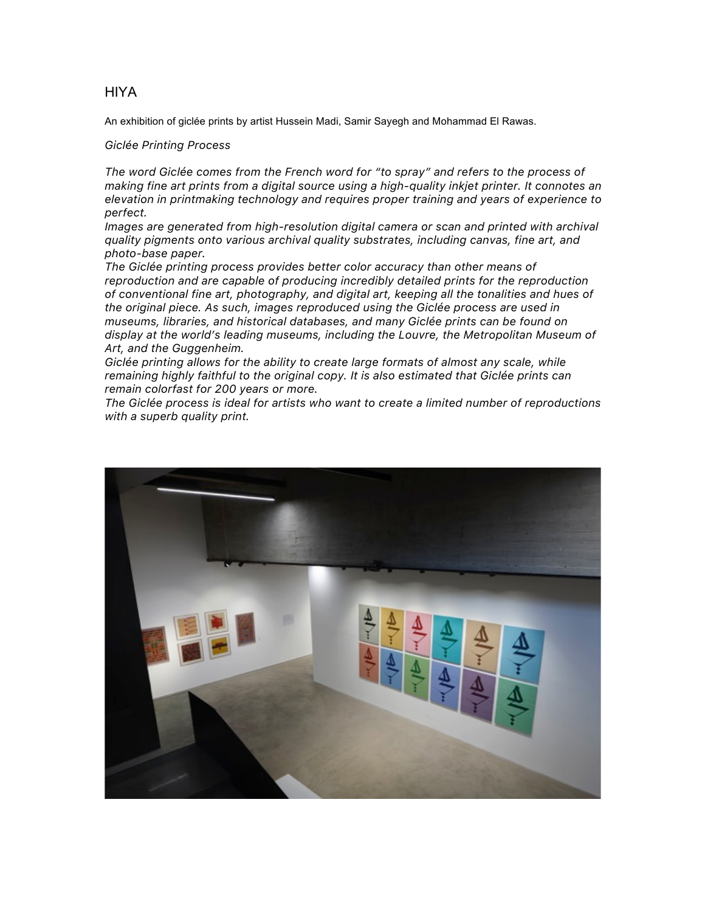# HIYA

An exhibition of giclée prints by artist Hussein Madi, Samir Sayegh and Mohammad El Rawas.

*Giclée Printing Process*

*The word Giclée comes from the French word for "to spray" and refers to the process of making fine art prints from a digital source using a high-quality inkjet printer. It connotes an elevation in printmaking technology and requires proper training and years of experience to perfect.*

*Images are generated from high-resolution digital camera or scan and printed with archival quality pigments onto various archival quality substrates, including canvas, fine art, and photo-base paper.*

*The Giclée printing process provides better color accuracy than other means of reproduction and are capable of producing incredibly detailed prints for the reproduction of conventional fine art, photography, and digital art, keeping all the tonalities and hues of the original piece. As such, images reproduced using the Giclée process are used in museums, libraries, and historical databases, and many Giclée prints can be found on display at the world's leading museums, including the Louvre, the Metropolitan Museum of Art, and the Guggenheim.*

*Giclée printing allows for the ability to create large formats of almost any scale, while remaining highly faithful to the original copy. It is also estimated that Giclée prints can remain colorfast for 200 years or more.*

*The Giclée process is ideal for artists who want to create a limited number of reproductions with a superb quality print.*